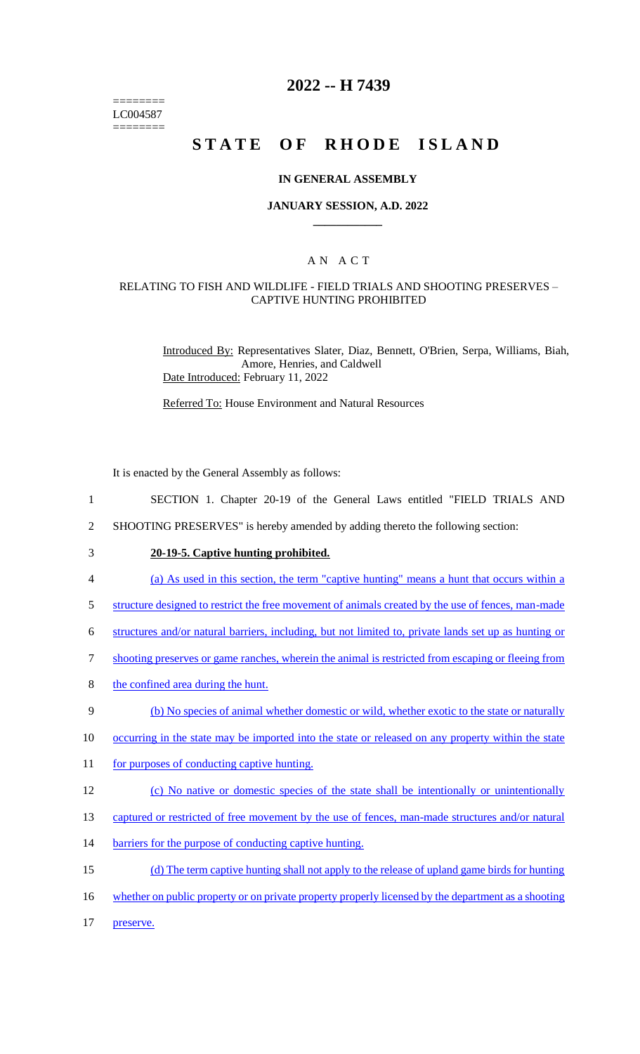========
LC004587
========

# 2022 -- H 7439

# STATE OF RHODE ISLAND

## IN GENERAL ASSEMBLY

### JANUARY SESSION, A.D. 2022

---

## A N A C T

### RELATING TO FISH AND WILDLIFE - FIELD TRIALS AND SHOOTING PRESERVES – CAPTIVE HUNTING PROHIBITED

Introduced By: Representatives Slater, Diaz, Bennett, O'Brien, Serpa, Williams, Biah, Amore, Henries, and Caldwell

Date Introduced: February 11, 2022

Referred To: House Environment and Natural Resources

It is enacted by the General Assembly as follows:

1 SECTION 1. Chapter 20-19 of the General Laws entitled "FIELD TRIALS AND
2 SHOOTING PRESERVES" is hereby amended by adding thereto the following section:

3 **20-19-5. Captive hunting prohibited.**

4 (a) As used in this section, the term "captive hunting" means a hunt that occurs within a
5 structure designed to restrict the free movement of animals created by the use of fences, man-made
6 structures and/or natural barriers, including, but not limited to, private lands set up as hunting or
7 shooting preserves or game ranches, wherein the animal is restricted from escaping or fleeing from
8 the confined area during the hunt.

9 (b) No species of animal whether domestic or wild, whether exotic to the state or naturally
10 occurring in the state may be imported into the state or released on any property within the state
11 for purposes of conducting captive hunting.

12 (c) No native or domestic species of the state shall be intentionally or unintentionally
13 captured or restricted of free movement by the use of fences, man-made structures and/or natural
14 barriers for the purpose of conducting captive hunting.

15 (d) The term captive hunting shall not apply to the release of upland game birds for hunting
16 whether on public property or on private property properly licensed by the department as a shooting
17 preserve.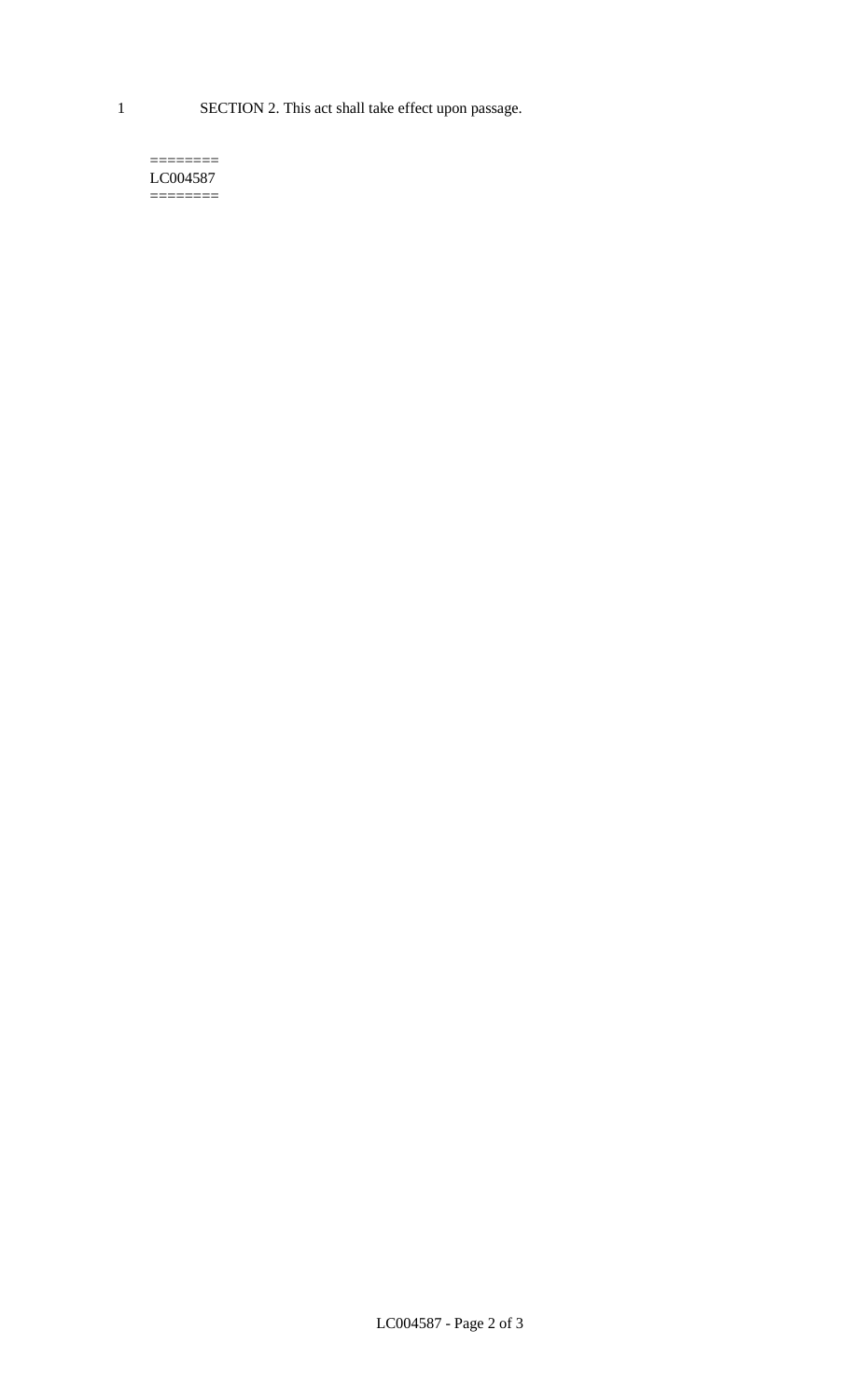SECTION 2. This act shall take effect upon passage.

========
LC004587
========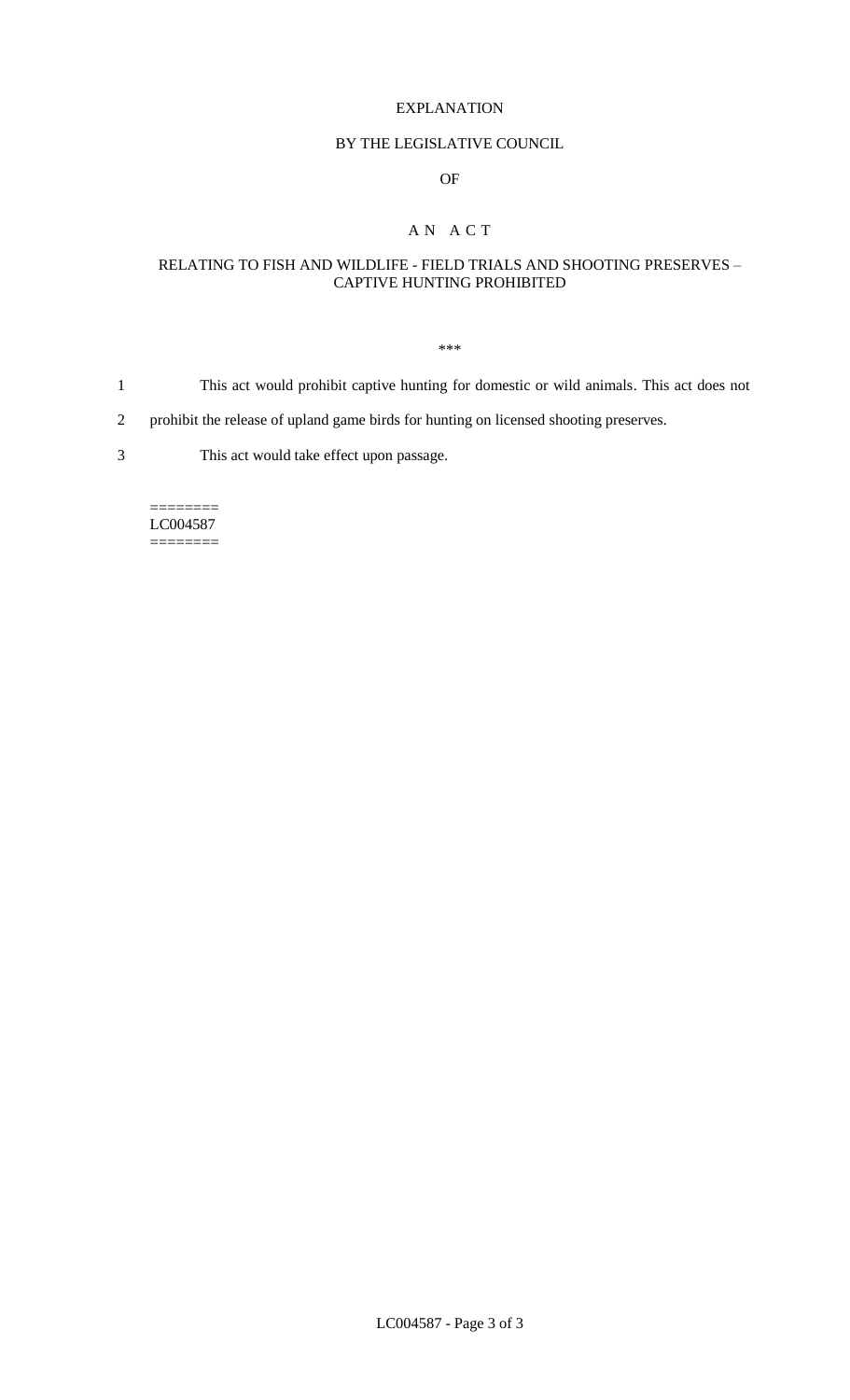EXPLANATION

BY THE LEGISLATIVE COUNCIL

OF

A N A C T

RELATING TO FISH AND WILDLIFE - FIELD TRIALS AND SHOOTING PRESERVES – CAPTIVE HUNTING PROHIBITED

\*\*\*

1 This act would prohibit captive hunting for domestic or wild animals. This act does not
2 prohibit the release of upland game birds for hunting on licensed shooting preserves.
3 This act would take effect upon passage.

========
LC004587
========